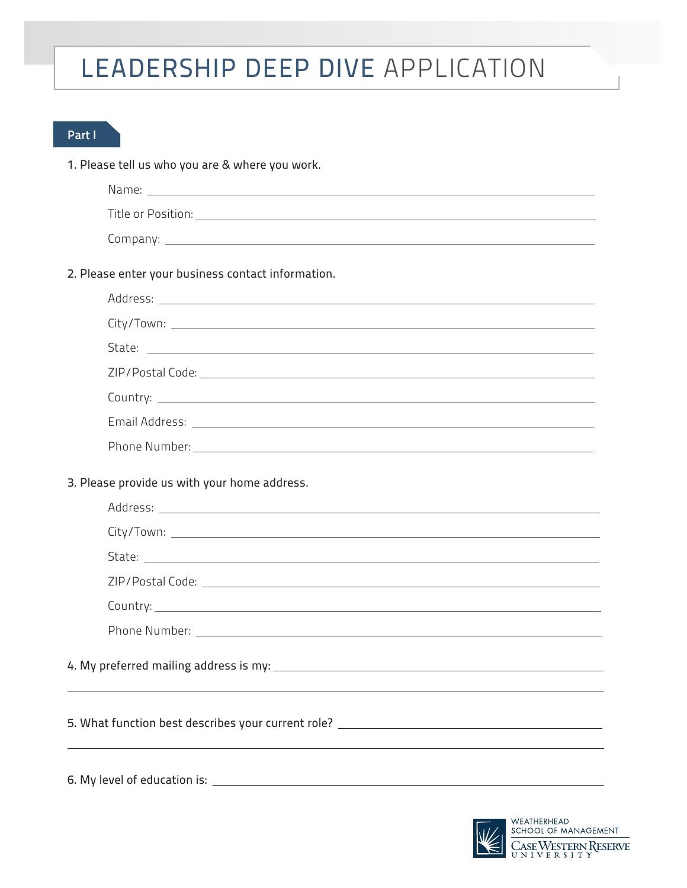# LEADERSHIP DEEP DIVE APPLICATION

## Part I

1. Please tell us who you are & where you work.

   Name: ______________________________

   Title or Position: ______________________________

   Company: ______________________________

2. Please enter your business contact information.

   Address: ______________________________

   City/Town: ______________________________

   State: ______________________________

   ZIP/Postal Code: ______________________________

   Country: ______________________________

   Email Address: ______________________________

   Phone Number: ______________________________

3. Please provide us with your home address.

   Address: ______________________________

   City/Town: ______________________________

   State: ______________________________

   ZIP/Postal Code: ______________________________

   Country: ______________________________

   Phone Number: ______________________________

4. My preferred mailing address is my: ______________________________

______________________________

5. What function best describes your current role? ______________________________

______________________________

6. My level of education is: ______________________________

WEATHERHEAD SCHOOL OF MANAGEMENT
CASE WESTERN RESERVE UNIVERSITY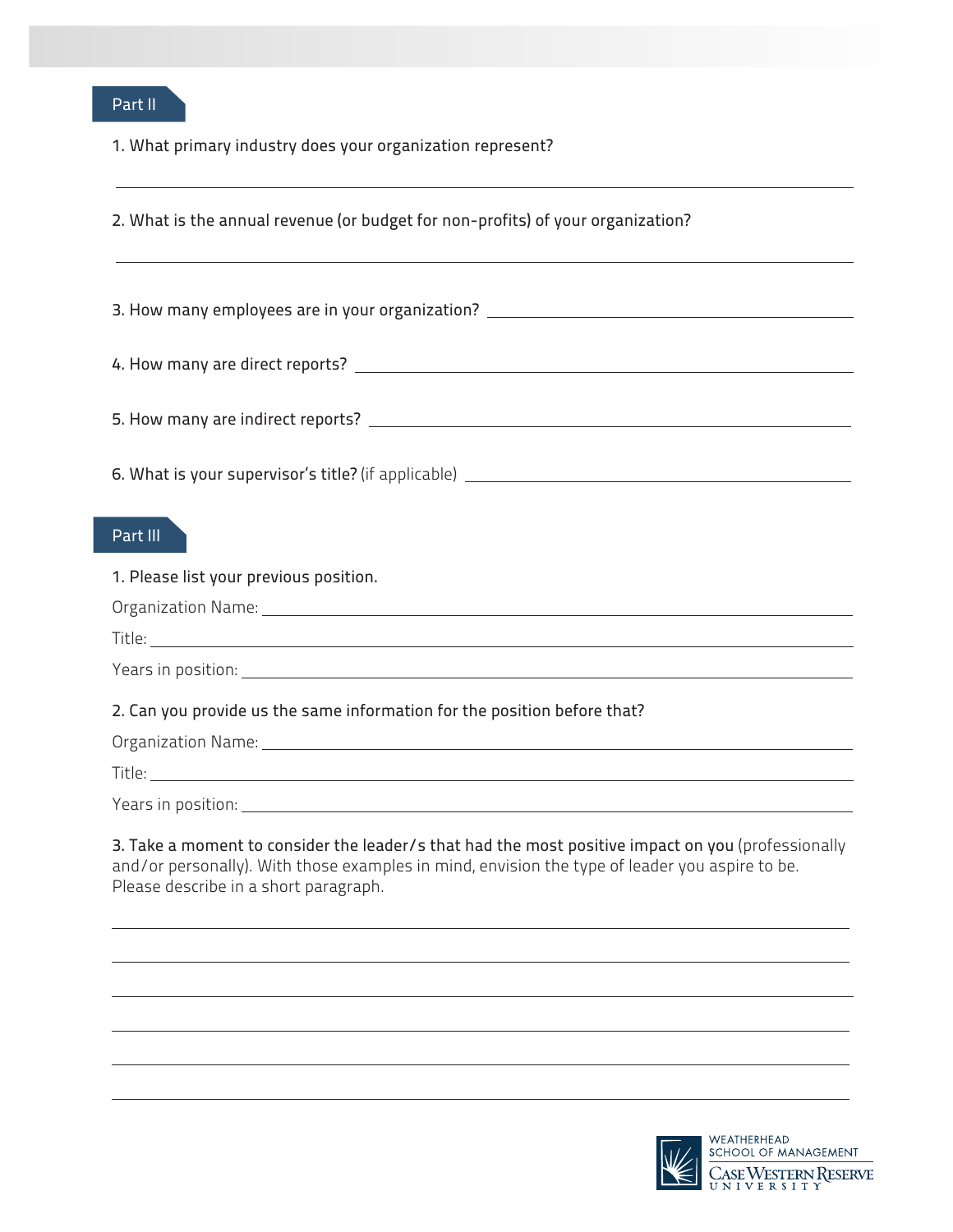## Part II

1. What primary industry does your organization represent?

\_\_\_\_\_\_\_\_\_\_\_\_\_\_\_\_\_\_\_\_\_\_\_\_\_\_\_\_\_\_\_\_\_\_\_\_\_\_\_\_\_\_\_\_\_\_\_\_

2. What is the annual revenue (or budget for non-profits) of your organization?

\_\_\_\_\_\_\_\_\_\_\_\_\_\_\_\_\_\_\_\_\_\_\_\_\_\_\_\_\_\_\_\_\_\_\_\_\_\_\_\_\_\_\_\_\_\_\_\_

3. How many employees are in your organization? \_\_\_\_\_\_\_\_\_\_\_\_\_\_\_\_\_\_\_\_\_\_\_\_

4. How many are direct reports? \_\_\_\_\_\_\_\_\_\_\_\_\_\_\_\_\_\_\_\_\_\_\_\_

5. How many are indirect reports? \_\_\_\_\_\_\_\_\_\_\_\_\_\_\_\_\_\_\_\_\_\_\_\_

6. What is your supervisor's title? (if applicable) \_\_\_\_\_\_\_\_\_\_\_\_\_\_\_\_\_\_\_\_\_\_\_\_

## Part III

1. Please list your previous position.

Organization Name: \_\_\_\_\_\_\_\_\_\_\_\_\_\_\_\_\_\_\_\_\_\_\_\_

Title: \_\_\_\_\_\_\_\_\_\_\_\_\_\_\_\_\_\_\_\_\_\_\_\_

Years in position: \_\_\_\_\_\_\_\_\_\_\_\_\_\_\_\_\_\_\_\_\_\_\_\_

2. Can you provide us the same information for the position before that?

Organization Name: \_\_\_\_\_\_\_\_\_\_\_\_\_\_\_\_\_\_\_\_\_\_\_\_

Title: \_\_\_\_\_\_\_\_\_\_\_\_\_\_\_\_\_\_\_\_\_\_\_\_

Years in position: \_\_\_\_\_\_\_\_\_\_\_\_\_\_\_\_\_\_\_\_\_\_\_\_

3. Take a moment to consider the leader/s that had the most positive impact on you (professionally and/or personally). With those examples in mind, envision the type of leader you aspire to be. Please describe in a short paragraph.

\_\_\_\_\_\_\_\_\_\_\_\_\_\_\_\_\_\_\_\_\_\_\_\_\_\_\_\_\_\_\_\_\_\_\_\_\_\_\_\_\_\_\_\_\_\_\_\_

\_\_\_\_\_\_\_\_\_\_\_\_\_\_\_\_\_\_\_\_\_\_\_\_\_\_\_\_\_\_\_\_\_\_\_\_\_\_\_\_\_\_\_\_\_\_\_\_

\_\_\_\_\_\_\_\_\_\_\_\_\_\_\_\_\_\_\_\_\_\_\_\_\_\_\_\_\_\_\_\_\_\_\_\_\_\_\_\_\_\_\_\_\_\_\_\_

\_\_\_\_\_\_\_\_\_\_\_\_\_\_\_\_\_\_\_\_\_\_\_\_\_\_\_\_\_\_\_\_\_\_\_\_\_\_\_\_\_\_\_\_\_\_\_\_

\_\_\_\_\_\_\_\_\_\_\_\_\_\_\_\_\_\_\_\_\_\_\_\_\_\_\_\_\_\_\_\_\_\_\_\_\_\_\_\_\_\_\_\_\_\_\_\_

\_\_\_\_\_\_\_\_\_\_\_\_\_\_\_\_\_\_\_\_\_\_\_\_\_\_\_\_\_\_\_\_\_\_\_\_\_\_\_\_\_\_\_\_\_\_\_\_

WEATHERHEAD SCHOOL OF MANAGEMENT
CASE WESTERN RESERVE UNIVERSITY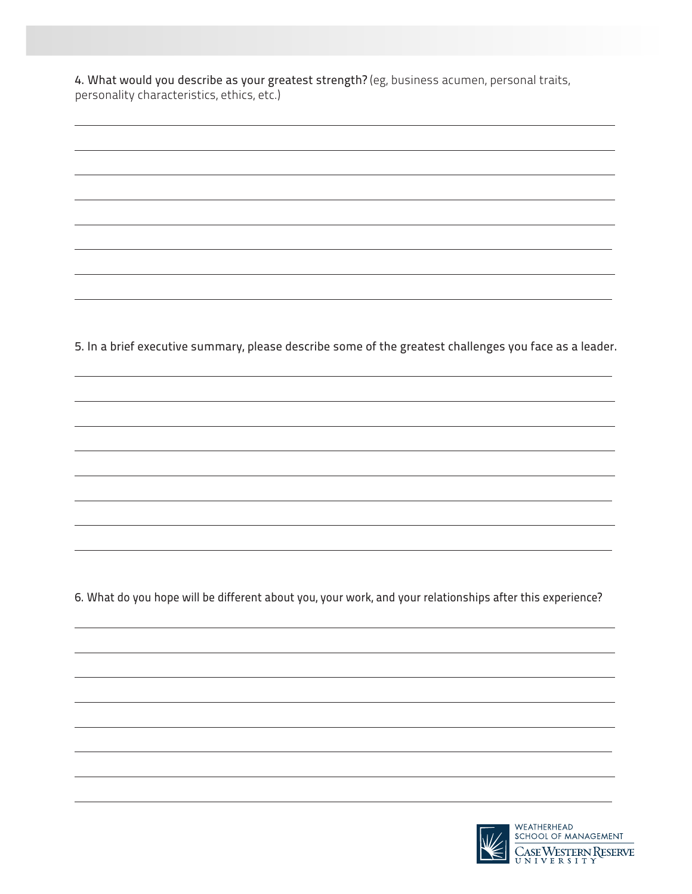**4. What would you describe as your greatest strength?** (eg, business acumen, personal traits, personality characteristics, ethics, etc.)

---

---

---

---

---

---

---

---

5. In a brief executive summary, please describe some of the greatest challenges you face as a leader.

---

---

---

---

---

---

---

---

6. What do you hope will be different about you, your work, and your relationships after this experience?

---

---

---

---

---

---

---

---

WEATHERHEAD SCHOOL OF MANAGEMENT
CASE WESTERN RESERVE UNIVERSITY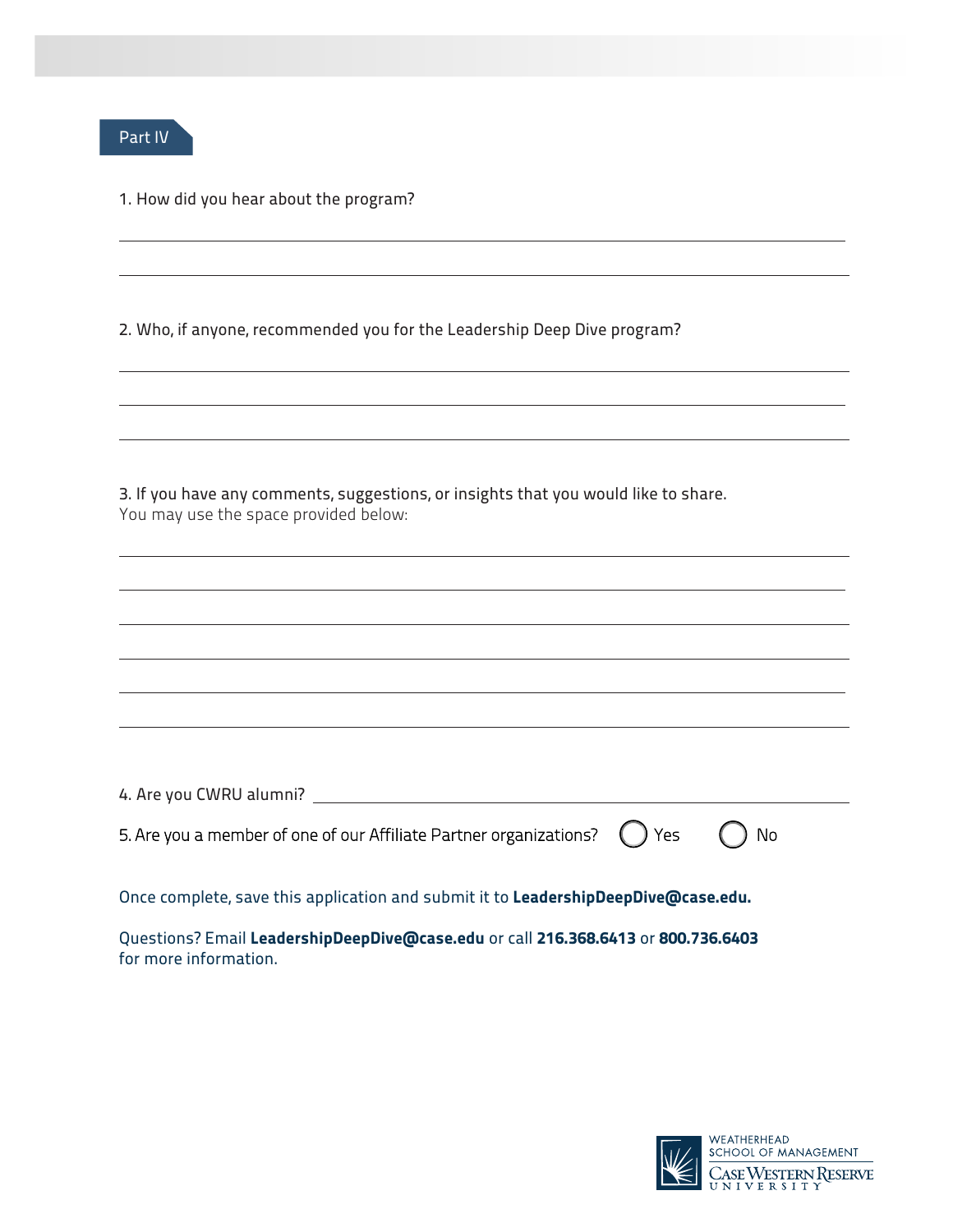## Part IV

1. How did you hear about the program?

2. Who, if anyone, recommended you for the Leadership Deep Dive program?

3. If you have any comments, suggestions, or insights that you would like to share.
You may use the space provided below:

4. Are you CWRU alumni? ____________________

5. Are you a member of one of our Affiliate Partner organizations? ◯ Yes ◯ No

Once complete, save this application and submit it to **LeadershipDeepDive@case.edu.**

Questions? Email **LeadershipDeepDive@case.edu** or call **216.368.6413** or **800.736.6403** for more information.

WEATHERHEAD SCHOOL OF MANAGEMENT
CASE WESTERN RESERVE UNIVERSITY